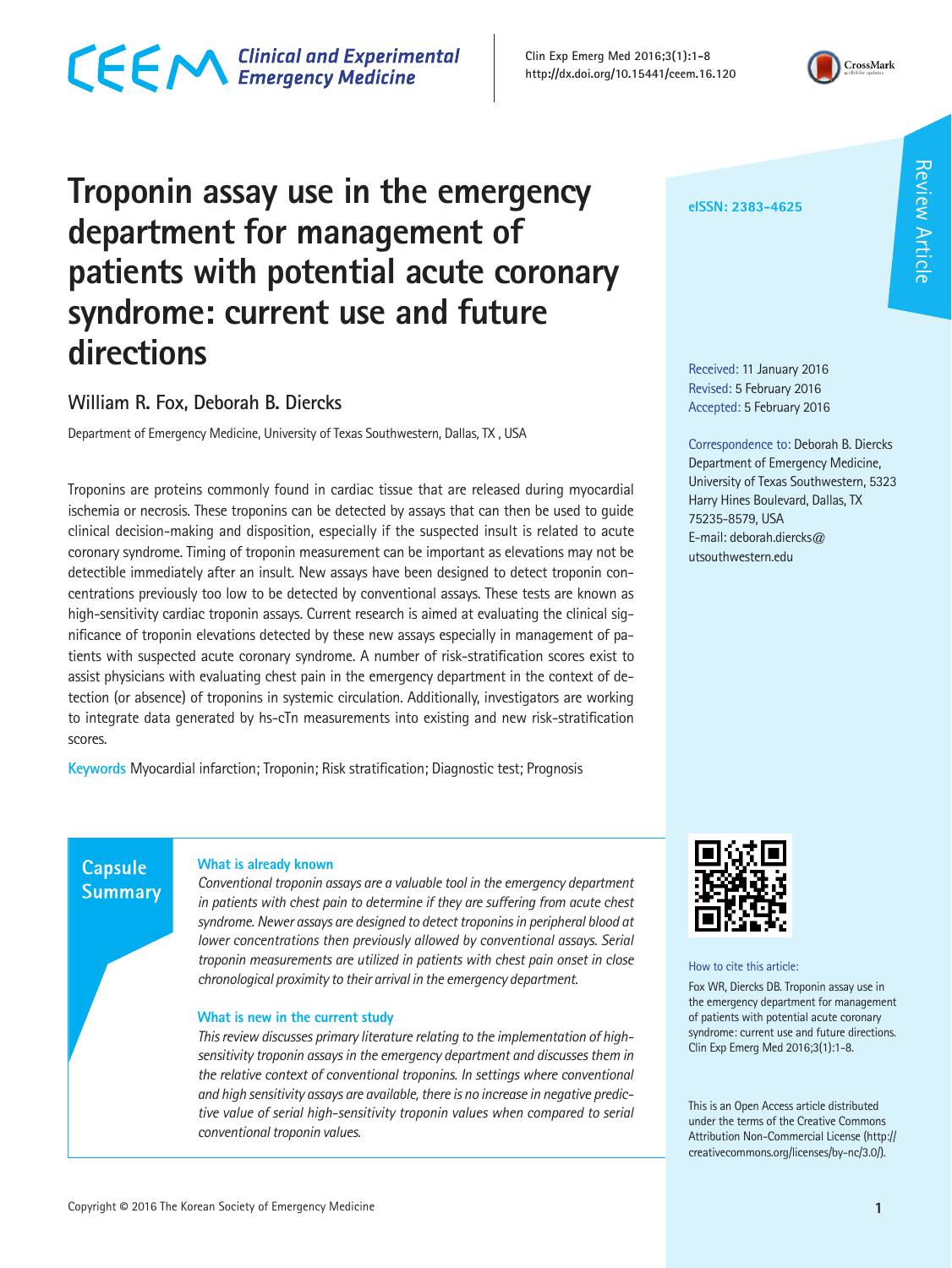# Troponin assay use in the emergency department for management of patients with potential acute coronary syndrome: current use and future directions

William R. Fox, Deborah B. Diercks

Department of Emergency Medicine, University of Texas Southwestern, Dallas, TX , USA

Troponins are proteins commonly found in cardiac tissue that are released during myocardial ischemia or necrosis. These troponins can be detected by assays that can then be used to guide clinical decision-making and disposition, especially if the suspected insult is related to acute coronary syndrome. Timing of troponin measurement can be important as elevations may not be detectible immediately after an insult. New assays have been designed to detect troponin concentrations previously too low to be detected by conventional assays. These tests are known as high-sensitivity cardiac troponin assays. Current research is aimed at evaluating the clinical significance of troponin elevations detected by these new assays especially in management of patients with suspected acute coronary syndrome. A number of risk-stratification scores exist to assist physicians with evaluating chest pain in the emergency department in the context of detection (or absence) of troponins in systemic circulation. Additionally, investigators are working to integrate data generated by hs-cTn measurements into existing and new risk-stratification scores.

**Keywords** Myocardial infarction; Troponin; Risk stratification; Diagnostic test; Prognosis

## Capsule Summary

### What is already known

*Conventional troponin assays are a valuable tool in the emergency department in patients with chest pain to determine if they are suffering from acute chest syndrome. Newer assays are designed to detect troponins in peripheral blood at lower concentrations then previously allowed by conventional assays. Serial troponin measurements are utilized in patients with chest pain onset in close chronological proximity to their arrival in the emergency department.*

### What is new in the current study

*This review discusses primary literature relating to the implementation of high-sensitivity troponin assays in the emergency department and discusses them in the relative context of conventional troponins. In settings where conventional and high sensitivity assays are available, there is no increase in negative predictive value of serial high-sensitivity troponin values when compared to serial conventional troponin values.*

eISSN: 2383-4625

Received: 11 January 2016
Revised: 5 February 2016
Accepted: 5 February 2016

Correspondence to: Deborah B. Diercks
Department of Emergency Medicine, University of Texas Southwestern, 5323 Harry Hines Boulevard, Dallas, TX 75235-8579, USA
E-mail: deborah.diercks@utsouthwestern.edu

How to cite this article:
Fox WR, Diercks DB. Troponin assay use in the emergency department for management of patients with potential acute coronary syndrome: current use and future directions. Clin Exp Emerg Med 2016;3(1):1-8.

This is an Open Access article distributed under the terms of the Creative Commons Attribution Non-Commercial License (http://creativecommons.org/licenses/by-nc/3.0/).

Copyright © 2016 The Korean Society of Emergency Medicine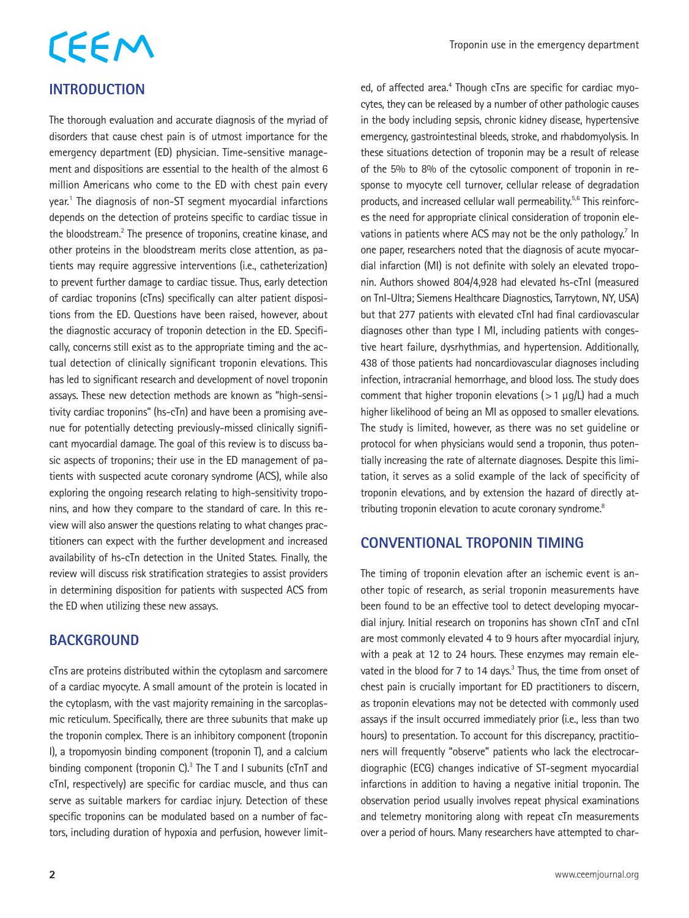## INTRODUCTION

The thorough evaluation and accurate diagnosis of the myriad of disorders that cause chest pain is of utmost importance for the emergency department (ED) physician. Time-sensitive management and dispositions are essential to the health of the almost 6 million Americans who come to the ED with chest pain every year.[1] The diagnosis of non-ST segment myocardial infarctions depends on the detection of proteins specific to cardiac tissue in the bloodstream.[2] The presence of troponins, creatine kinase, and other proteins in the bloodstream merits close attention, as patients may require aggressive interventions (i.e., catheterization) to prevent further damage to cardiac tissue. Thus, early detection of cardiac troponins (cTns) specifically can alter patient dispositions from the ED. Questions have been raised, however, about the diagnostic accuracy of troponin detection in the ED. Specifically, concerns still exist as to the appropriate timing and the actual detection of clinically significant troponin elevations. This has led to significant research and development of novel troponin assays. These new detection methods are known as "high-sensitivity cardiac troponins" (hs-cTn) and have been a promising avenue for potentially detecting previously-missed clinically significant myocardial damage. The goal of this review is to discuss basic aspects of troponins; their use in the ED management of patients with suspected acute coronary syndrome (ACS), while also exploring the ongoing research relating to high-sensitivity troponins, and how they compare to the standard of care. In this review will also answer the questions relating to what changes practitioners can expect with the further development and increased availability of hs-cTn detection in the United States. Finally, the review will discuss risk stratification strategies to assist providers in determining disposition for patients with suspected ACS from the ED when utilizing these new assays.

## BACKGROUND

cTns are proteins distributed within the cytoplasm and sarcomere of a cardiac myocyte. A small amount of the protein is located in the cytoplasm, with the vast majority remaining in the sarcoplasmic reticulum. Specifically, there are three subunits that make up the troponin complex. There is an inhibitory component (troponin I), a tropomyosin binding component (troponin T), and a calcium binding component (troponin C).[3] The T and I subunits (cTnT and cTnI, respectively) are specific for cardiac muscle, and thus can serve as suitable markers for cardiac injury. Detection of these specific troponins can be modulated based on a number of factors, including duration of hypoxia and perfusion, however limited, of affected area.[4] Though cTns are specific for cardiac myocytes, they can be released by a number of other pathologic causes in the body including sepsis, chronic kidney disease, hypertensive emergency, gastrointestinal bleeds, stroke, and rhabdomyolysis. In these situations detection of troponin may be a result of release of the 5% to 8% of the cytosolic component of troponin in response to myocyte cell turnover, cellular release of degradation products, and increased cellular wall permeability.[5,6] This reinforces the need for appropriate clinical consideration of troponin elevations in patients where ACS may not be the only pathology.[7] In one paper, researchers noted that the diagnosis of acute myocardial infarction (MI) is not definite with solely an elevated troponin. Authors showed 804/4,928 had elevated hs-cTnI (measured on TnI-Ultra; Siemens Healthcare Diagnostics, Tarrytown, NY, USA) but that 277 patients with elevated cTnI had final cardiovascular diagnoses other than type I MI, including patients with congestive heart failure, dysrhythmias, and hypertension. Additionally, 438 of those patients had noncardiovascular diagnoses including infection, intracranial hemorrhage, and blood loss. The study does comment that higher troponin elevations (> 1 μg/L) had a much higher likelihood of being an MI as opposed to smaller elevations. The study is limited, however, as there was no set guideline or protocol for when physicians would send a troponin, thus potentially increasing the rate of alternate diagnoses. Despite this limitation, it serves as a solid example of the lack of specificity of troponin elevations, and by extension the hazard of directly attributing troponin elevation to acute coronary syndrome.[8]

## CONVENTIONAL TROPONIN TIMING

The timing of troponin elevation after an ischemic event is another topic of research, as serial troponin measurements have been found to be an effective tool to detect developing myocardial injury. Initial research on troponins has shown cTnT and cTnI are most commonly elevated 4 to 9 hours after myocardial injury, with a peak at 12 to 24 hours. These enzymes may remain elevated in the blood for 7 to 14 days.[3] Thus, the time from onset of chest pain is crucially important for ED practitioners to discern, as troponin elevations may not be detected with commonly used assays if the insult occurred immediately prior (i.e., less than two hours) to presentation. To account for this discrepancy, practitioners will frequently "observe" patients who lack the electrocardiographic (ECG) changes indicative of ST-segment myocardial infarctions in addition to having a negative initial troponin. The observation period usually involves repeat physical examinations and telemetry monitoring along with repeat cTn measurements over a period of hours. Many researchers have attempted to char-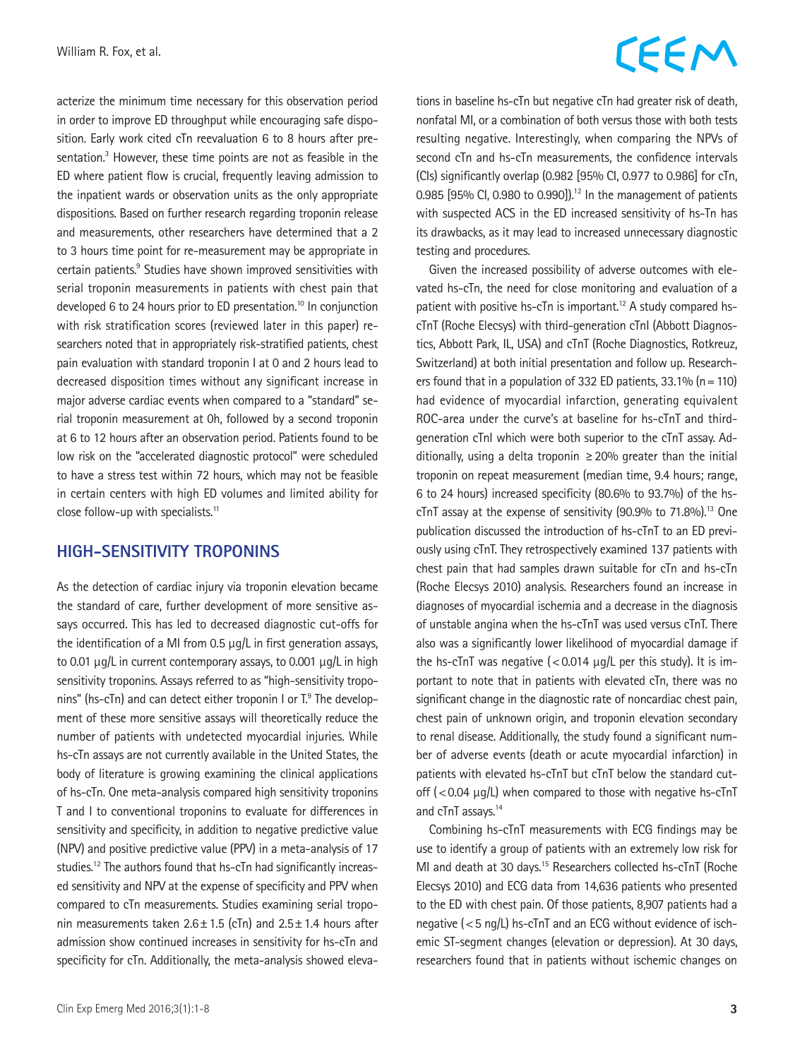acterize the minimum time necessary for this observation period in order to improve ED throughput while encouraging safe disposition. Early work cited cTn reevaluation 6 to 8 hours after presentation.[3] However, these time points are not as feasible in the ED where patient flow is crucial, frequently leaving admission to the inpatient wards or observation units as the only appropriate dispositions. Based on further research regarding troponin release and measurements, other researchers have determined that a 2 to 3 hours time point for re-measurement may be appropriate in certain patients.[9] Studies have shown improved sensitivities with serial troponin measurements in patients with chest pain that developed 6 to 24 hours prior to ED presentation.[10] In conjunction with risk stratification scores (reviewed later in this paper) researchers noted that in appropriately risk-stratified patients, chest pain evaluation with standard troponin I at 0 and 2 hours lead to decreased disposition times without any significant increase in major adverse cardiac events when compared to a "standard" serial troponin measurement at 0h, followed by a second troponin at 6 to 12 hours after an observation period. Patients found to be low risk on the "accelerated diagnostic protocol" were scheduled to have a stress test within 72 hours, which may not be feasible in certain centers with high ED volumes and limited ability for close follow-up with specialists.[11]

## HIGH-SENSITIVITY TROPONINS

As the detection of cardiac injury via troponin elevation became the standard of care, further development of more sensitive assays occurred. This has led to decreased diagnostic cut-offs for the identification of a MI from 0.5 μg/L in first generation assays, to 0.01 μg/L in current contemporary assays, to 0.001 μg/L in high sensitivity troponins. Assays referred to as "high-sensitivity troponins" (hs-cTn) and can detect either troponin I or T.[9] The development of these more sensitive assays will theoretically reduce the number of patients with undetected myocardial injuries. While hs-cTn assays are not currently available in the United States, the body of literature is growing examining the clinical applications of hs-cTn. One meta-analysis compared high sensitivity troponins T and I to conventional troponins to evaluate for differences in sensitivity and specificity, in addition to negative predictive value (NPV) and positive predictive value (PPV) in a meta-analysis of 17 studies.[12] The authors found that hs-cTn had significantly increased sensitivity and NPV at the expense of specificity and PPV when compared to cTn measurements. Studies examining serial troponin measurements taken $2.6 \pm 1.5$ (cTn) and $2.5 \pm 1.4$ hours after admission show continued increases in sensitivity for hs-cTn and specificity for cTn. Additionally, the meta-analysis showed elevations in baseline hs-cTn but negative cTn had greater risk of death, nonfatal MI, or a combination of both versus those with both tests resulting negative. Interestingly, when comparing the NPVs of second cTn and hs-cTn measurements, the confidence intervals (CIs) significantly overlap (0.982 [95% CI, 0.977 to 0.986] for cTn, 0.985 [95% CI, 0.980 to 0.990]).[12] In the management of patients with suspected ACS in the ED increased sensitivity of hs-Tn has its drawbacks, as it may lead to increased unnecessary diagnostic testing and procedures.

Given the increased possibility of adverse outcomes with elevated hs-cTn, the need for close monitoring and evaluation of a patient with positive hs-cTn is important.[12] A study compared hs-cTnT (Roche Elecsys) with third-generation cTnI (Abbott Diagnostics, Abbott Park, IL, USA) and cTnT (Roche Diagnostics, Rotkreuz, Switzerland) at both initial presentation and follow up. Researchers found that in a population of 332 ED patients, 33.1% (n = 110) had evidence of myocardial infarction, generating equivalent ROC-area under the curve's at baseline for hs-cTnT and third-generation cTnI which were both superior to the cTnT assay. Additionally, using a delta troponin ≥ 20% greater than the initial troponin on repeat measurement (median time, 9.4 hours; range, 6 to 24 hours) increased specificity (80.6% to 93.7%) of the hs-cTnT assay at the expense of sensitivity (90.9% to 71.8%).[13] One publication discussed the introduction of hs-cTnT to an ED previously using cTnT. They retrospectively examined 137 patients with chest pain that had samples drawn suitable for cTn and hs-cTn (Roche Elecsys 2010) analysis. Researchers found an increase in diagnoses of myocardial ischemia and a decrease in the diagnosis of unstable angina when the hs-cTnT was used versus cTnT. There also was a significantly lower likelihood of myocardial damage if the hs-cTnT was negative (< 0.014 μg/L per this study). It is important to note that in patients with elevated cTn, there was no significant change in the diagnostic rate of noncardiac chest pain, chest pain of unknown origin, and troponin elevation secondary to renal disease. Additionally, the study found a significant number of adverse events (death or acute myocardial infarction) in patients with elevated hs-cTnT but cTnT below the standard cut-off (< 0.04 μg/L) when compared to those with negative hs-cTnT and cTnT assays.[14]

Combining hs-cTnT measurements with ECG findings may be use to identify a group of patients with an extremely low risk for MI and death at 30 days.[15] Researchers collected hs-cTnT (Roche Elecsys 2010) and ECG data from 14,636 patients who presented to the ED with chest pain. Of those patients, 8,907 patients had a negative (< 5 ng/L) hs-cTnT and an ECG without evidence of ischemic ST-segment changes (elevation or depression). At 30 days, researchers found that in patients without ischemic changes on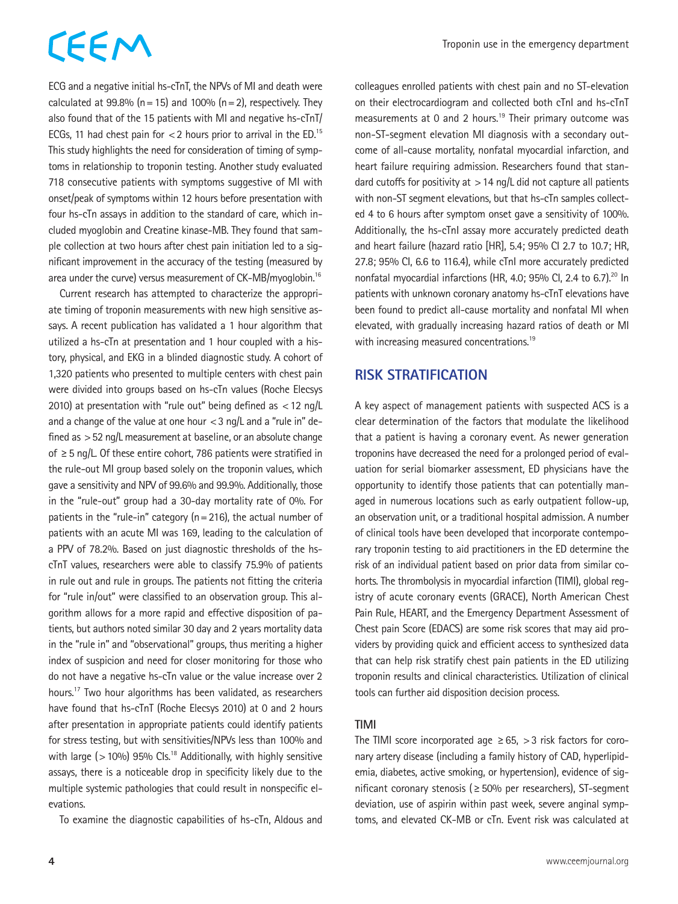ECG and a negative initial hs-cTnT, the NPVs of MI and death were calculated at 99.8% (n = 15) and 100% (n = 2), respectively. They also found that of the 15 patients with MI and negative hs-cTnT/ECGs, 11 had chest pain for < 2 hours prior to arrival in the ED.[15] This study highlights the need for consideration of timing of symptoms in relationship to troponin testing. Another study evaluated 718 consecutive patients with symptoms suggestive of MI with onset/peak of symptoms within 12 hours before presentation with four hs-cTn assays in addition to the standard of care, which included myoglobin and Creatine kinase-MB. They found that sample collection at two hours after chest pain initiation led to a significant improvement in the accuracy of the testing (measured by area under the curve) versus measurement of CK-MB/myoglobin.[16]

Current research has attempted to characterize the appropriate timing of troponin measurements with new high sensitive assays. A recent publication has validated a 1 hour algorithm that utilized a hs-cTn at presentation and 1 hour coupled with a history, physical, and EKG in a blinded diagnostic study. A cohort of 1,320 patients who presented to multiple centers with chest pain were divided into groups based on hs-cTn values (Roche Elecsys 2010) at presentation with "rule out" being defined as < 12 ng/L and a change of the value at one hour < 3 ng/L and a "rule in" defined as > 52 ng/L measurement at baseline, or an absolute change of ≥ 5 ng/L. Of these entire cohort, 786 patients were stratified in the rule-out MI group based solely on the troponin values, which gave a sensitivity and NPV of 99.6% and 99.9%. Additionally, those in the "rule-out" group had a 30-day mortality rate of 0%. For patients in the "rule-in" category (n = 216), the actual number of patients with an acute MI was 169, leading to the calculation of a PPV of 78.2%. Based on just diagnostic thresholds of the hs-cTnT values, researchers were able to classify 75.9% of patients in rule out and rule in groups. The patients not fitting the criteria for "rule in/out" were classified to an observation group. This algorithm allows for a more rapid and effective disposition of patients, but authors noted similar 30 day and 2 years mortality data in the "rule in" and "observational" groups, thus meriting a higher index of suspicion and need for closer monitoring for those who do not have a negative hs-cTn value or the value increase over 2 hours.[17] Two hour algorithms has been validated, as researchers have found that hs-cTnT (Roche Elecsys 2010) at 0 and 2 hours after presentation in appropriate patients could identify patients for stress testing, but with sensitivities/NPVs less than 100% and with large (> 10%) 95% CIs.[18] Additionally, with highly sensitive assays, there is a noticeable drop in specificity likely due to the multiple systemic pathologies that could result in nonspecific elevations.

To examine the diagnostic capabilities of hs-cTn, Aldous and colleagues enrolled patients with chest pain and no ST-elevation on their electrocardiogram and collected both cTnI and hs-cTnT measurements at 0 and 2 hours.[19] Their primary outcome was non-ST-segment elevation MI diagnosis with a secondary outcome of all-cause mortality, nonfatal myocardial infarction, and heart failure requiring admission. Researchers found that standard cutoffs for positivity at > 14 ng/L did not capture all patients with non-ST segment elevations, but that hs-cTn samples collected 4 to 6 hours after symptom onset gave a sensitivity of 100%. Additionally, the hs-cTnI assay more accurately predicted death and heart failure (hazard ratio [HR], 5.4; 95% CI 2.7 to 10.7; HR, 27.8; 95% CI, 6.6 to 116.4), while cTnI more accurately predicted nonfatal myocardial infarctions (HR, 4.0; 95% CI, 2.4 to 6.7).[20] In patients with unknown coronary anatomy hs-cTnT elevations have been found to predict all-cause mortality and nonfatal MI when elevated, with gradually increasing hazard ratios of death or MI with increasing measured concentrations.[19]

## RISK STRATIFICATION

A key aspect of management patients with suspected ACS is a clear determination of the factors that modulate the likelihood that a patient is having a coronary event. As newer generation troponins have decreased the need for a prolonged period of evaluation for serial biomarker assessment, ED physicians have the opportunity to identify those patients that can potentially managed in numerous locations such as early outpatient follow-up, an observation unit, or a traditional hospital admission. A number of clinical tools have been developed that incorporate contemporary troponin testing to aid practitioners in the ED determine the risk of an individual patient based on prior data from similar cohorts. The thrombolysis in myocardial infarction (TIMI), global registry of acute coronary events (GRACE), North American Chest Pain Rule, HEART, and the Emergency Department Assessment of Chest pain Score (EDACS) are some risk scores that may aid providers by providing quick and efficient access to synthesized data that can help risk stratify chest pain patients in the ED utilizing troponin results and clinical characteristics. Utilization of clinical tools can further aid disposition decision process.

### TIMI

The TIMI score incorporated age ≥ 65, > 3 risk factors for coronary artery disease (including a family history of CAD, hyperlipidemia, diabetes, active smoking, or hypertension), evidence of significant coronary stenosis (≥ 50% per researchers), ST-segment deviation, use of aspirin within past week, severe anginal symptoms, and elevated CK-MB or cTn. Event risk was calculated at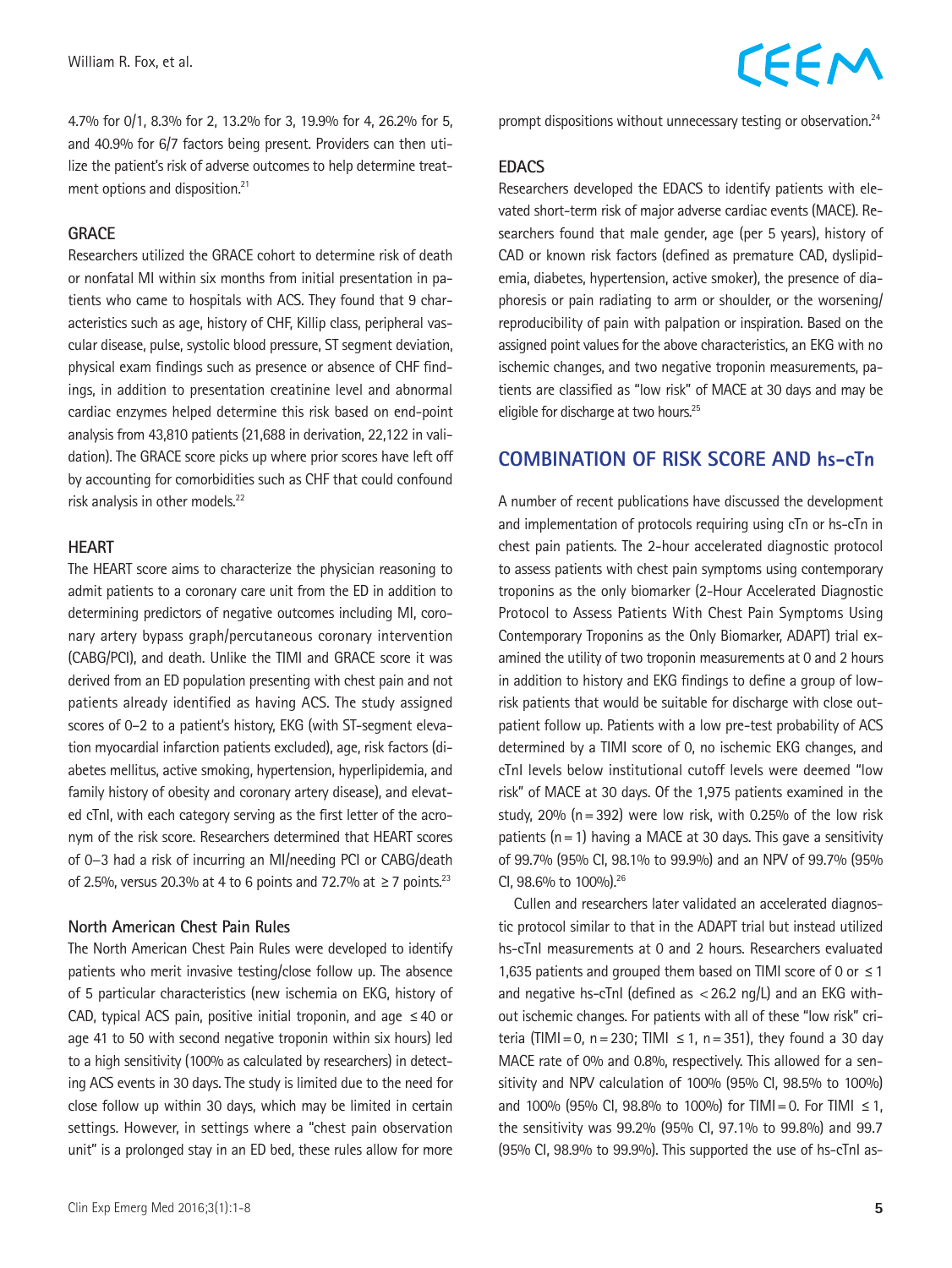4.7% for 0/1, 8.3% for 2, 13.2% for 3, 19.9% for 4, 26.2% for 5, and 40.9% for 6/7 factors being present. Providers can then utilize the patient's risk of adverse outcomes to help determine treatment options and disposition.[21]

### GRACE

Researchers utilized the GRACE cohort to determine risk of death or nonfatal MI within six months from initial presentation in patients who came to hospitals with ACS. They found that 9 characteristics such as age, history of CHF, Killip class, peripheral vascular disease, pulse, systolic blood pressure, ST segment deviation, physical exam findings such as presence or absence of CHF findings, in addition to presentation creatinine level and abnormal cardiac enzymes helped determine this risk based on end-point analysis from 43,810 patients (21,688 in derivation, 22,122 in validation). The GRACE score picks up where prior scores have left off by accounting for comorbidities such as CHF that could confound risk analysis in other models.[22]

### HEART

The HEART score aims to characterize the physician reasoning to admit patients to a coronary care unit from the ED in addition to determining predictors of negative outcomes including MI, coronary artery bypass graph/percutaneous coronary intervention (CABG/PCI), and death. Unlike the TIMI and GRACE score it was derived from an ED population presenting with chest pain and not patients already identified as having ACS. The study assigned scores of 0–2 to a patient's history, EKG (with ST-segment elevation myocardial infarction patients excluded), age, risk factors (diabetes mellitus, active smoking, hypertension, hyperlipidemia, and family history of obesity and coronary artery disease), and elevated cTnI, with each category serving as the first letter of the acronym of the risk score. Researchers determined that HEART scores of 0–3 had a risk of incurring an MI/needing PCI or CABG/death of 2.5%, versus 20.3% at 4 to 6 points and 72.7% at ≥ 7 points.[23]

### North American Chest Pain Rules

The North American Chest Pain Rules were developed to identify patients who merit invasive testing/close follow up. The absence of 5 particular characteristics (new ischemia on EKG, history of CAD, typical ACS pain, positive initial troponin, and age ≤ 40 or age 41 to 50 with second negative troponin within six hours) led to a high sensitivity (100% as calculated by researchers) in detecting ACS events in 30 days. The study is limited due to the need for close follow up within 30 days, which may be limited in certain settings. However, in settings where a "chest pain observation unit" is a prolonged stay in an ED bed, these rules allow for more prompt dispositions without unnecessary testing or observation.[24]

### EDACS

Researchers developed the EDACS to identify patients with elevated short-term risk of major adverse cardiac events (MACE). Researchers found that male gender, age (per 5 years), history of CAD or known risk factors (defined as premature CAD, dyslipidemia, diabetes, hypertension, active smoker), the presence of diaphoresis or pain radiating to arm or shoulder, or the worsening/reproducibility of pain with palpation or inspiration. Based on the assigned point values for the above characteristics, an EKG with no ischemic changes, and two negative troponin measurements, patients are classified as "low risk" of MACE at 30 days and may be eligible for discharge at two hours.[25]

## COMBINATION OF RISK SCORE AND hs-cTn

A number of recent publications have discussed the development and implementation of protocols requiring using cTn or hs-cTn in chest pain patients. The 2-hour accelerated diagnostic protocol to assess patients with chest pain symptoms using contemporary troponins as the only biomarker (2-Hour Accelerated Diagnostic Protocol to Assess Patients With Chest Pain Symptoms Using Contemporary Troponins as the Only Biomarker, ADAPT) trial examined the utility of two troponin measurements at 0 and 2 hours in addition to history and EKG findings to define a group of low-risk patients that would be suitable for discharge with close outpatient follow up. Patients with a low pre-test probability of ACS determined by a TIMI score of 0, no ischemic EKG changes, and cTnI levels below institutional cutoff levels were deemed "low risk" of MACE at 30 days. Of the 1,975 patients examined in the study, 20% (n = 392) were low risk, with 0.25% of the low risk patients (n = 1) having a MACE at 30 days. This gave a sensitivity of 99.7% (95% CI, 98.1% to 99.9%) and an NPV of 99.7% (95% CI, 98.6% to 100%).[26]

Cullen and researchers later validated an accelerated diagnostic protocol similar to that in the ADAPT trial but instead utilized hs-cTnI measurements at 0 and 2 hours. Researchers evaluated 1,635 patients and grouped them based on TIMI score of 0 or ≤ 1 and negative hs-cTnI (defined as < 26.2 ng/L) and an EKG without ischemic changes. For patients with all of these "low risk" criteria (TIMI = 0, n = 230; TIMI ≤ 1, n = 351), they found a 30 day MACE rate of 0% and 0.8%, respectively. This allowed for a sensitivity and NPV calculation of 100% (95% CI, 98.5% to 100%) and 100% (95% CI, 98.8% to 100%) for TIMI = 0. For TIMI ≤ 1, the sensitivity was 99.2% (95% CI, 97.1% to 99.8%) and 99.7 (95% CI, 98.9% to 99.9%). This supported the use of hs-cTnI as-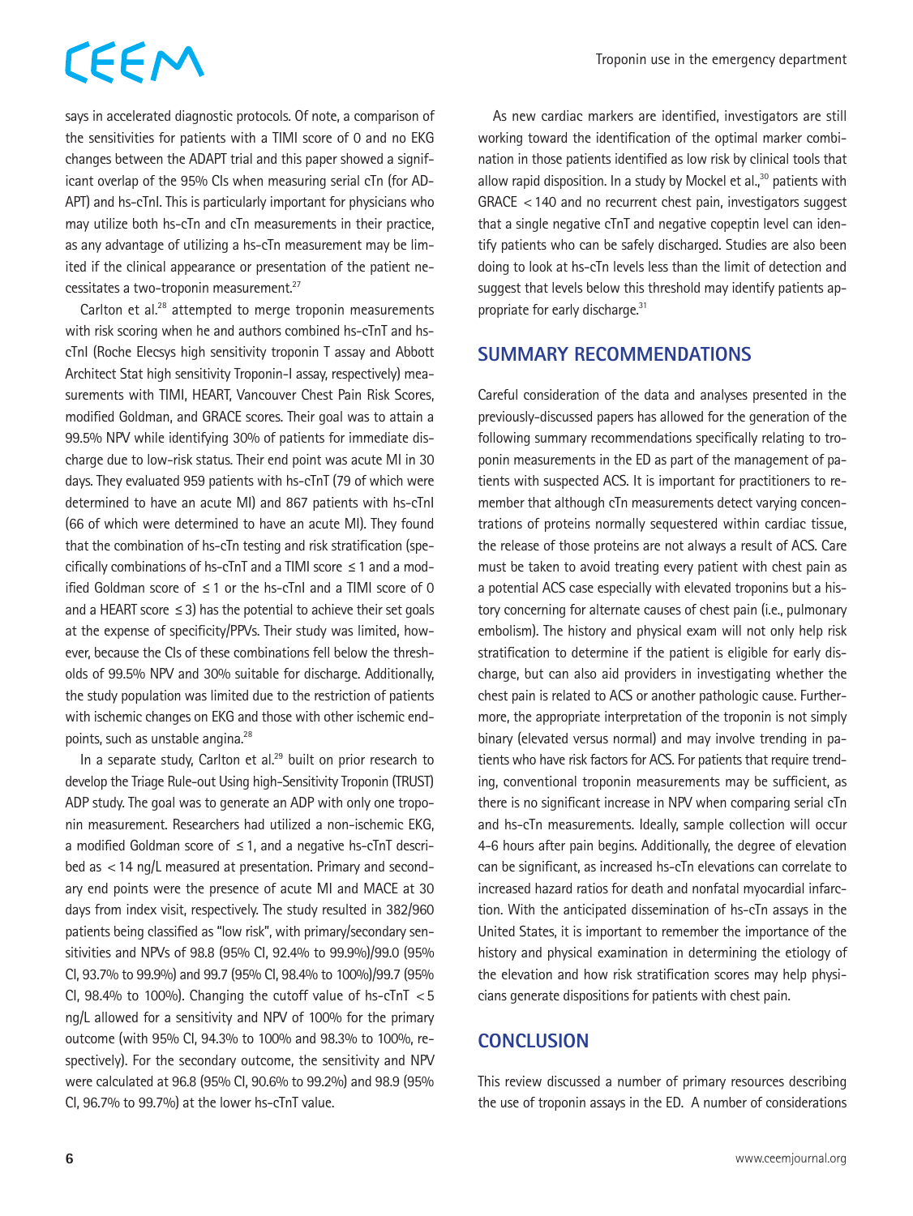says in accelerated diagnostic protocols. Of note, a comparison of the sensitivities for patients with a TIMI score of 0 and no EKG changes between the ADAPT trial and this paper showed a significant overlap of the 95% CIs when measuring serial cTn (for ADAPT) and hs-cTnI. This is particularly important for physicians who may utilize both hs-cTn and cTn measurements in their practice, as any advantage of utilizing a hs-cTn measurement may be limited if the clinical appearance or presentation of the patient necessitates a two-troponin measurement.[27]

Carlton et al.[28] attempted to merge troponin measurements with risk scoring when he and authors combined hs-cTnT and hs-cTnI (Roche Elecsys high sensitivity troponin T assay and Abbott Architect Stat high sensitivity Troponin-I assay, respectively) measurements with TIMI, HEART, Vancouver Chest Pain Risk Scores, modified Goldman, and GRACE scores. Their goal was to attain a 99.5% NPV while identifying 30% of patients for immediate discharge due to low-risk status. Their end point was acute MI in 30 days. They evaluated 959 patients with hs-cTnT (79 of which were determined to have an acute MI) and 867 patients with hs-cTnI (66 of which were determined to have an acute MI). They found that the combination of hs-cTn testing and risk stratification (specifically combinations of hs-cTnT and a TIMI score $\leq 1$ and a modified Goldman score of $\leq 1$ or the hs-cTnI and a TIMI score of 0 and a HEART score $\leq 3$) has the potential to achieve their set goals at the expense of specificity/PPVs. Their study was limited, however, because the CIs of these combinations fell below the thresholds of 99.5% NPV and 30% suitable for discharge. Additionally, the study population was limited due to the restriction of patients with ischemic changes on EKG and those with other ischemic endpoints, such as unstable angina.[28]

In a separate study, Carlton et al.[29] built on prior research to develop the Triage Rule-out Using high-Sensitivity Troponin (TRUST) ADP study. The goal was to generate an ADP with only one troponin measurement. Researchers had utilized a non-ischemic EKG, a modified Goldman score of $\leq 1$, and a negative hs-cTnT described as $< 14$ ng/L measured at presentation. Primary and secondary end points were the presence of acute MI and MACE at 30 days from index visit, respectively. The study resulted in 382/960 patients being classified as "low risk", with primary/secondary sensitivities and NPVs of 98.8 (95% CI, 92.4% to 99.9%)/99.0 (95% CI, 93.7% to 99.9%) and 99.7 (95% CI, 98.4% to 100%)/99.7 (95% CI, 98.4% to 100%). Changing the cutoff value of hs-cTnT $< 5$ ng/L allowed for a sensitivity and NPV of 100% for the primary outcome (with 95% CI, 94.3% to 100% and 98.3% to 100%, respectively). For the secondary outcome, the sensitivity and NPV were calculated at 96.8 (95% CI, 90.6% to 99.2%) and 98.9 (95% CI, 96.7% to 99.7%) at the lower hs-cTnT value.

As new cardiac markers are identified, investigators are still working toward the identification of the optimal marker combination in those patients identified as low risk by clinical tools that allow rapid disposition. In a study by Mockel et al.,[30] patients with GRACE $< 140$ and no recurrent chest pain, investigators suggest that a single negative cTnT and negative copeptin level can identify patients who can be safely discharged. Studies are also been doing to look at hs-cTn levels less than the limit of detection and suggest that levels below this threshold may identify patients appropriate for early discharge.[31]

## SUMMARY RECOMMENDATIONS

Careful consideration of the data and analyses presented in the previously-discussed papers has allowed for the generation of the following summary recommendations specifically relating to troponin measurements in the ED as part of the management of patients with suspected ACS. It is important for practitioners to remember that although cTn measurements detect varying concentrations of proteins normally sequestered within cardiac tissue, the release of those proteins are not always a result of ACS. Care must be taken to avoid treating every patient with chest pain as a potential ACS case especially with elevated troponins but a history concerning for alternate causes of chest pain (i.e., pulmonary embolism). The history and physical exam will not only help risk stratification to determine if the patient is eligible for early discharge, but can also aid providers in investigating whether the chest pain is related to ACS or another pathologic cause. Furthermore, the appropriate interpretation of the troponin is not simply binary (elevated versus normal) and may involve trending in patients who have risk factors for ACS. For patients that require trending, conventional troponin measurements may be sufficient, as there is no significant increase in NPV when comparing serial cTn and hs-cTn measurements. Ideally, sample collection will occur 4-6 hours after pain begins. Additionally, the degree of elevation can be significant, as increased hs-cTn elevations can correlate to increased hazard ratios for death and nonfatal myocardial infarction. With the anticipated dissemination of hs-cTn assays in the United States, it is important to remember the importance of the history and physical examination in determining the etiology of the elevation and how risk stratification scores may help physicians generate dispositions for patients with chest pain.

## CONCLUSION

This review discussed a number of primary resources describing the use of troponin assays in the ED. A number of considerations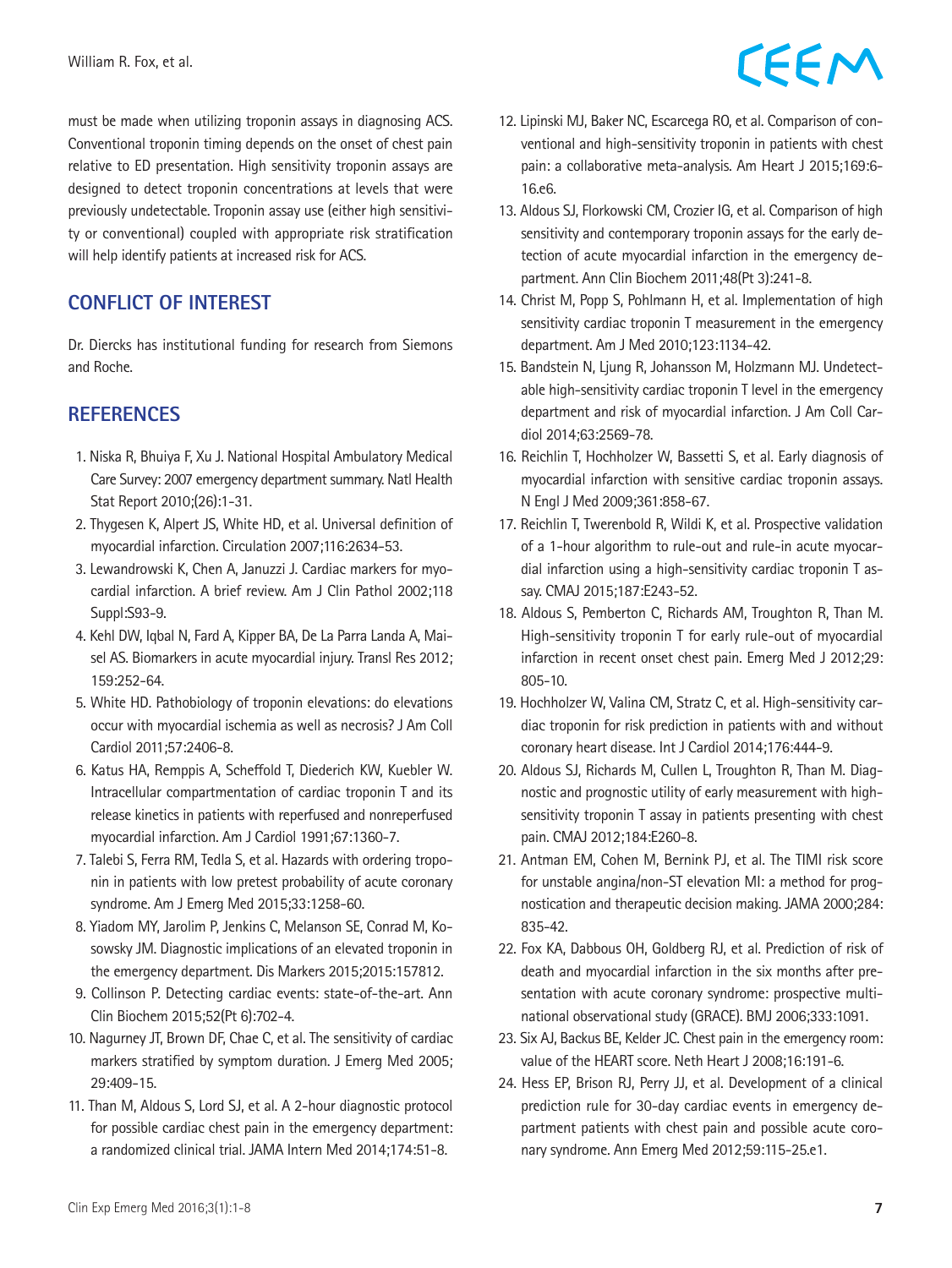must be made when utilizing troponin assays in diagnosing ACS. Conventional troponin timing depends on the onset of chest pain relative to ED presentation. High sensitivity troponin assays are designed to detect troponin concentrations at levels that were previously undetectable. Troponin assay use (either high sensitivity or conventional) coupled with appropriate risk stratification will help identify patients at increased risk for ACS.

## CONFLICT OF INTEREST

Dr. Diercks has institutional funding for research from Siemons and Roche.

## REFERENCES

1. Niska R, Bhuiya F, Xu J. National Hospital Ambulatory Medical Care Survey: 2007 emergency department summary. Natl Health Stat Report 2010;(26):1-31.
2. Thygesen K, Alpert JS, White HD, et al. Universal definition of myocardial infarction. Circulation 2007;116:2634-53.
3. Lewandrowski K, Chen A, Januzzi J. Cardiac markers for myocardial infarction. A brief review. Am J Clin Pathol 2002;118 Suppl:S93-9.
4. Kehl DW, Iqbal N, Fard A, Kipper BA, De La Parra Landa A, Maisel AS. Biomarkers in acute myocardial injury. Transl Res 2012; 159:252-64.
5. White HD. Pathobiology of troponin elevations: do elevations occur with myocardial ischemia as well as necrosis? J Am Coll Cardiol 2011;57:2406-8.
6. Katus HA, Remppis A, Scheffold T, Diederich KW, Kuebler W. Intracellular compartmentation of cardiac troponin T and its release kinetics in patients with reperfused and nonreperfused myocardial infarction. Am J Cardiol 1991;67:1360-7.
7. Talebi S, Ferra RM, Tedla S, et al. Hazards with ordering troponin in patients with low pretest probability of acute coronary syndrome. Am J Emerg Med 2015;33:1258-60.
8. Yiadom MY, Jarolim P, Jenkins C, Melanson SE, Conrad M, Kosowsky JM. Diagnostic implications of an elevated troponin in the emergency department. Dis Markers 2015;2015:157812.
9. Collinson P. Detecting cardiac events: state-of-the-art. Ann Clin Biochem 2015;52(Pt 6):702-4.
10. Nagurney JT, Brown DF, Chae C, et al. The sensitivity of cardiac markers stratified by symptom duration. J Emerg Med 2005; 29:409-15.
11. Than M, Aldous S, Lord SJ, et al. A 2-hour diagnostic protocol for possible cardiac chest pain in the emergency department: a randomized clinical trial. JAMA Intern Med 2014;174:51-8.
12. Lipinski MJ, Baker NC, Escarcega RO, et al. Comparison of conventional and high-sensitivity troponin in patients with chest pain: a collaborative meta-analysis. Am Heart J 2015;169:6-16.e6.
13. Aldous SJ, Florkowski CM, Crozier IG, et al. Comparison of high sensitivity and contemporary troponin assays for the early detection of acute myocardial infarction in the emergency department. Ann Clin Biochem 2011;48(Pt 3):241-8.
14. Christ M, Popp S, Pohlmann H, et al. Implementation of high sensitivity cardiac troponin T measurement in the emergency department. Am J Med 2010;123:1134-42.
15. Bandstein N, Ljung R, Johansson M, Holzmann MJ. Undetectable high-sensitivity cardiac troponin T level in the emergency department and risk of myocardial infarction. J Am Coll Cardiol 2014;63:2569-78.
16. Reichlin T, Hochholzer W, Bassetti S, et al. Early diagnosis of myocardial infarction with sensitive cardiac troponin assays. N Engl J Med 2009;361:858-67.
17. Reichlin T, Twerenbold R, Wildi K, et al. Prospective validation of a 1-hour algorithm to rule-out and rule-in acute myocardial infarction using a high-sensitivity cardiac troponin T assay. CMAJ 2015;187:E243-52.
18. Aldous S, Pemberton C, Richards AM, Troughton R, Than M. High-sensitivity troponin T for early rule-out of myocardial infarction in recent onset chest pain. Emerg Med J 2012;29: 805-10.
19. Hochholzer W, Valina CM, Stratz C, et al. High-sensitivity cardiac troponin for risk prediction in patients with and without coronary heart disease. Int J Cardiol 2014;176:444-9.
20. Aldous SJ, Richards M, Cullen L, Troughton R, Than M. Diagnostic and prognostic utility of early measurement with high-sensitivity troponin T assay in patients presenting with chest pain. CMAJ 2012;184:E260-8.
21. Antman EM, Cohen M, Bernink PJ, et al. The TIMI risk score for unstable angina/non-ST elevation MI: a method for prognostication and therapeutic decision making. JAMA 2000;284: 835-42.
22. Fox KA, Dabbous OH, Goldberg RJ, et al. Prediction of risk of death and myocardial infarction in the six months after presentation with acute coronary syndrome: prospective multinational observational study (GRACE). BMJ 2006;333:1091.
23. Six AJ, Backus BE, Kelder JC. Chest pain in the emergency room: value of the HEART score. Neth Heart J 2008;16:191-6.
24. Hess EP, Brison RJ, Perry JJ, et al. Development of a clinical prediction rule for 30-day cardiac events in emergency department patients with chest pain and possible acute coronary syndrome. Ann Emerg Med 2012;59:115-25.e1.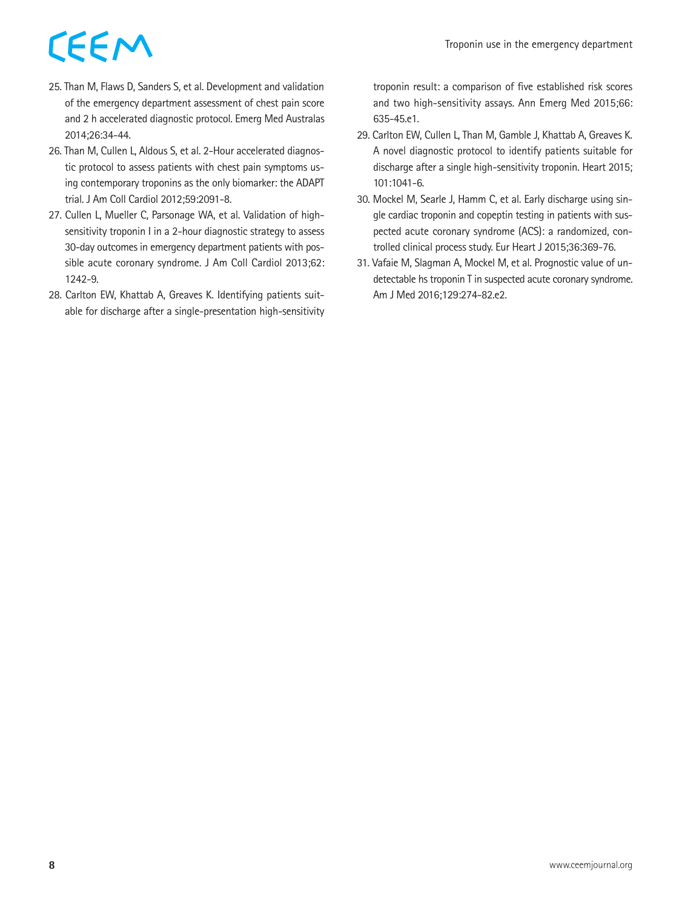25. Than M, Flaws D, Sanders S, et al. Development and validation of the emergency department assessment of chest pain score and 2 h accelerated diagnostic protocol. Emerg Med Australas 2014;26:34-44.
26. Than M, Cullen L, Aldous S, et al. 2-Hour accelerated diagnostic protocol to assess patients with chest pain symptoms using contemporary troponins as the only biomarker: the ADAPT trial. J Am Coll Cardiol 2012;59:2091-8.
27. Cullen L, Mueller C, Parsonage WA, et al. Validation of high-sensitivity troponin I in a 2-hour diagnostic strategy to assess 30-day outcomes in emergency department patients with possible acute coronary syndrome. J Am Coll Cardiol 2013;62:1242-9.
28. Carlton EW, Khattab A, Greaves K. Identifying patients suitable for discharge after a single-presentation high-sensitivity troponin result: a comparison of five established risk scores and two high-sensitivity assays. Ann Emerg Med 2015;66:635-45.e1.
29. Carlton EW, Cullen L, Than M, Gamble J, Khattab A, Greaves K. A novel diagnostic protocol to identify patients suitable for discharge after a single high-sensitivity troponin. Heart 2015;101:1041-6.
30. Mockel M, Searle J, Hamm C, et al. Early discharge using single cardiac troponin and copeptin testing in patients with suspected acute coronary syndrome (ACS): a randomized, controlled clinical process study. Eur Heart J 2015;36:369-76.
31. Vafaie M, Slagman A, Mockel M, et al. Prognostic value of undetectable hs troponin T in suspected acute coronary syndrome. Am J Med 2016;129:274-82.e2.